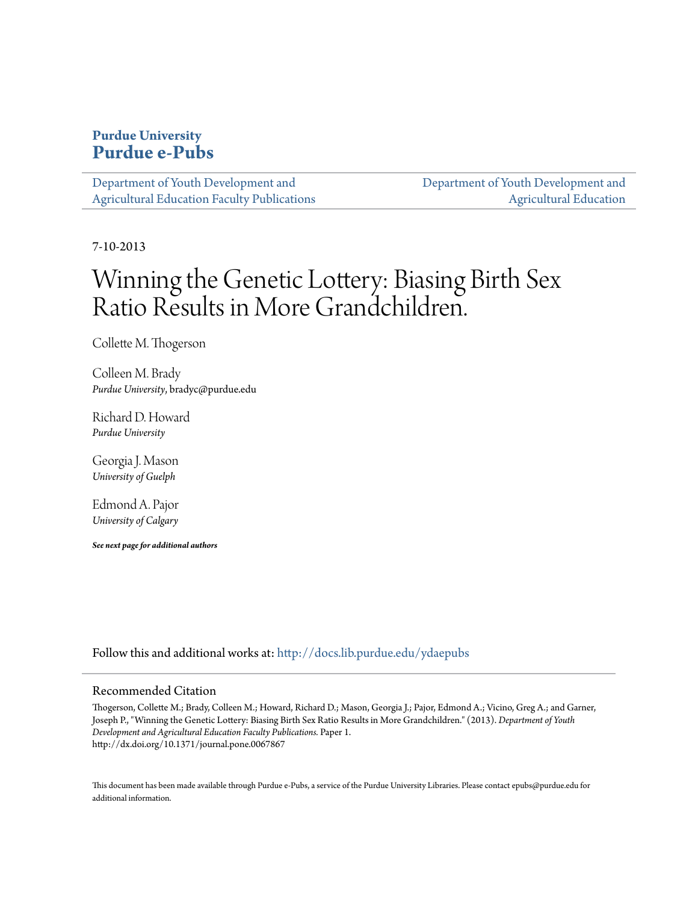**Purdue University**
**Purdue e-Pubs**

Department of Youth Development and Agricultural Education Faculty Publications

Department of Youth Development and Agricultural Education

7-10-2013

# Winning the Genetic Lottery: Biasing Birth Sex Ratio Results in More Grandchildren.

Collette M. Thogerson

Colleen M. Brady
*Purdue University*, bradyc@purdue.edu

Richard D. Howard
*Purdue University*

Georgia J. Mason
*University of Guelph*

Edmond A. Pajor
*University of Calgary*

***See next page for additional authors***

Follow this and additional works at: http://docs.lib.purdue.edu/ydaepubs

## Recommended Citation

Thogerson, Collette M.; Brady, Colleen M.; Howard, Richard D.; Mason, Georgia J.; Pajor, Edmond A.; Vicino, Greg A.; and Garner, Joseph P., "Winning the Genetic Lottery: Biasing Birth Sex Ratio Results in More Grandchildren." (2013). *Department of Youth Development and Agricultural Education Faculty Publications*. Paper 1.
http://dx.doi.org/10.1371/journal.pone.0067867

This document has been made available through Purdue e-Pubs, a service of the Purdue University Libraries. Please contact epubs@purdue.edu for additional information.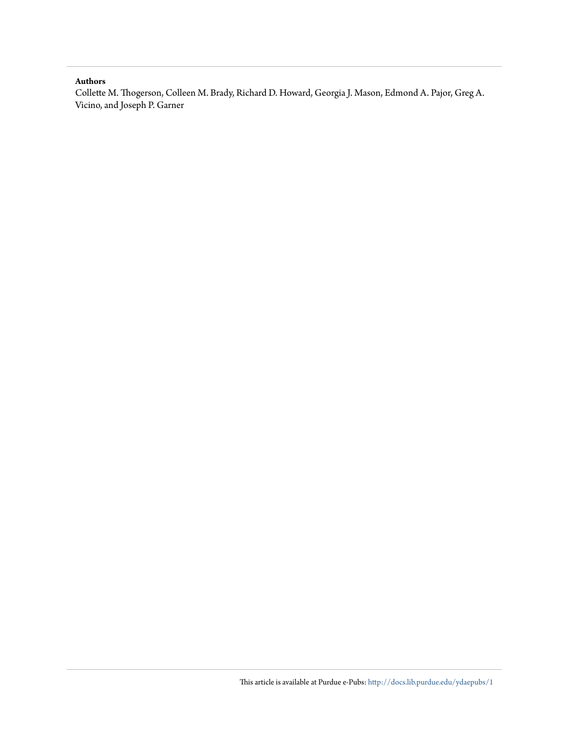**Authors**

Collette M. Thogerson, Colleen M. Brady, Richard D. Howard, Georgia J. Mason, Edmond A. Pajor, Greg A. Vicino, and Joseph P. Garner

This article is available at Purdue e-Pubs: http://docs.lib.purdue.edu/ydaepubs/1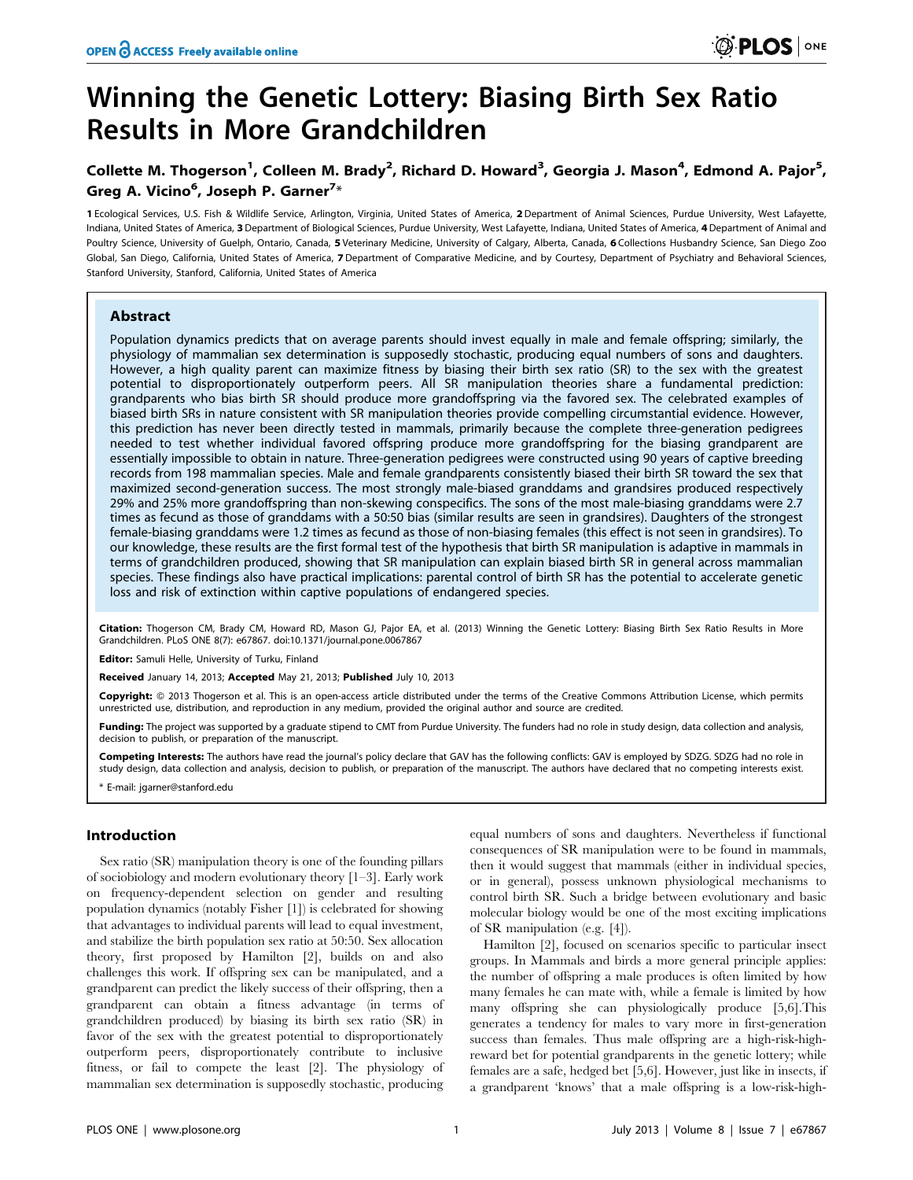# Winning the Genetic Lottery: Biasing Birth Sex Ratio Results in More Grandchildren

**Collette M. Thogerson[1], Colleen M. Brady[2], Richard D. Howard[3], Georgia J. Mason[4], Edmond A. Pajor[5], Greg A. Vicino[6], Joseph P. Garner[7]***

**1** Ecological Services, U.S. Fish & Wildlife Service, Arlington, Virginia, United States of America, **2** Department of Animal Sciences, Purdue University, West Lafayette, Indiana, United States of America, **3** Department of Biological Sciences, Purdue University, West Lafayette, Indiana, United States of America, **4** Department of Animal and Poultry Science, University of Guelph, Ontario, Canada, **5** Veterinary Medicine, University of Calgary, Alberta, Canada, **6** Collections Husbandry Science, San Diego Zoo Global, San Diego, California, United States of America, **7** Department of Comparative Medicine, and by Courtesy, Department of Psychiatry and Behavioral Sciences, Stanford University, Stanford, California, United States of America

## Abstract

Population dynamics predicts that on average parents should invest equally in male and female offspring; similarly, the physiology of mammalian sex determination is supposedly stochastic, producing equal numbers of sons and daughters. However, a high quality parent can maximize fitness by biasing their birth sex ratio (SR) to the sex with the greatest potential to disproportionately outperform peers. All SR manipulation theories share a fundamental prediction: grandparents who bias birth SR should produce more grandoffspring via the favored sex. The celebrated examples of biased birth SRs in nature consistent with SR manipulation theories provide compelling circumstantial evidence. However, this prediction has never been directly tested in mammals, primarily because the complete three-generation pedigrees needed to test whether individual favored offspring produce more grandoffspring for the biasing grandparent are essentially impossible to obtain in nature. Three-generation pedigrees were constructed using 90 years of captive breeding records from 198 mammalian species. Male and female grandparents consistently biased their birth SR toward the sex that maximized second-generation success. The most strongly male-biased granddams and grandsires produced respectively 29% and 25% more grandoffspring than non-skewing conspecifics. The sons of the most male-biasing granddams were 2.7 times as fecund as those of granddams with a 50:50 bias (similar results are seen in grandsires). Daughters of the strongest female-biasing granddams were 1.2 times as fecund as those of non-biasing females (this effect is not seen in grandsires). To our knowledge, these results are the first formal test of the hypothesis that birth SR manipulation is adaptive in mammals in terms of grandchildren produced, showing that SR manipulation can explain biased birth SR in general across mammalian species. These findings also have practical implications: parental control of birth SR has the potential to accelerate genetic loss and risk of extinction within captive populations of endangered species.

**Citation:** Thogerson CM, Brady CM, Howard RD, Mason GJ, Pajor EA, et al. (2013) Winning the Genetic Lottery: Biasing Birth Sex Ratio Results in More Grandchildren. PLoS ONE 8(7): e67867. doi:10.1371/journal.pone.0067867

**Editor:** Samuli Helle, University of Turku, Finland

**Received** January 14, 2013; **Accepted** May 21, 2013; **Published** July 10, 2013

**Copyright:** © 2013 Thogerson et al. This is an open-access article distributed under the terms of the Creative Commons Attribution License, which permits unrestricted use, distribution, and reproduction in any medium, provided the original author and source are credited.

**Funding:** The project was supported by a graduate stipend to CMT from Purdue University. The funders had no role in study design, data collection and analysis, decision to publish, or preparation of the manuscript.

**Competing Interests:** The authors have read the journal's policy declare that GAV has the following conflicts: GAV is employed by SDZG. SDZG had no role in study design, data collection and analysis, decision to publish, or preparation of the manuscript. The authors have declared that no competing interests exist.

* E-mail: jgarner@stanford.edu

## Introduction

Sex ratio (SR) manipulation theory is one of the founding pillars of sociobiology and modern evolutionary theory [1–3]. Early work on frequency-dependent selection on gender and resulting population dynamics (notably Fisher [1]) is celebrated for showing that advantages to individual parents will lead to equal investment, and stabilize the birth population sex ratio at 50:50. Sex allocation theory, first proposed by Hamilton [2], builds on and also challenges this work. If offspring sex can be manipulated, and a grandparent can predict the likely success of their offspring, then a grandparent can obtain a fitness advantage (in terms of grandchildren produced) by biasing its birth sex ratio (SR) in favor of the sex with the greatest potential to disproportionately outperform peers, disproportionately contribute to inclusive fitness, or fail to compete the least [2]. The physiology of mammalian sex determination is supposedly stochastic, producing equal numbers of sons and daughters. Nevertheless if functional consequences of SR manipulation were to be found in mammals, then it would suggest that mammals (either in individual species, or in general), possess unknown physiological mechanisms to control birth SR. Such a bridge between evolutionary and basic molecular biology would be one of the most exciting implications of SR manipulation (e.g. [4]).

Hamilton [2], focused on scenarios specific to particular insect groups. In Mammals and birds a more general principle applies: the number of offspring a male produces is often limited by how many females he can mate with, while a female is limited by how many offspring she can physiologically produce [5,6].This generates a tendency for males to vary more in first-generation success than females. Thus male offspring are a high-risk-high-reward bet for potential grandparents in the genetic lottery; while females are a safe, hedged bet [5,6]. However, just like in insects, if a grandparent 'knows' that a male offspring is a low-risk-high-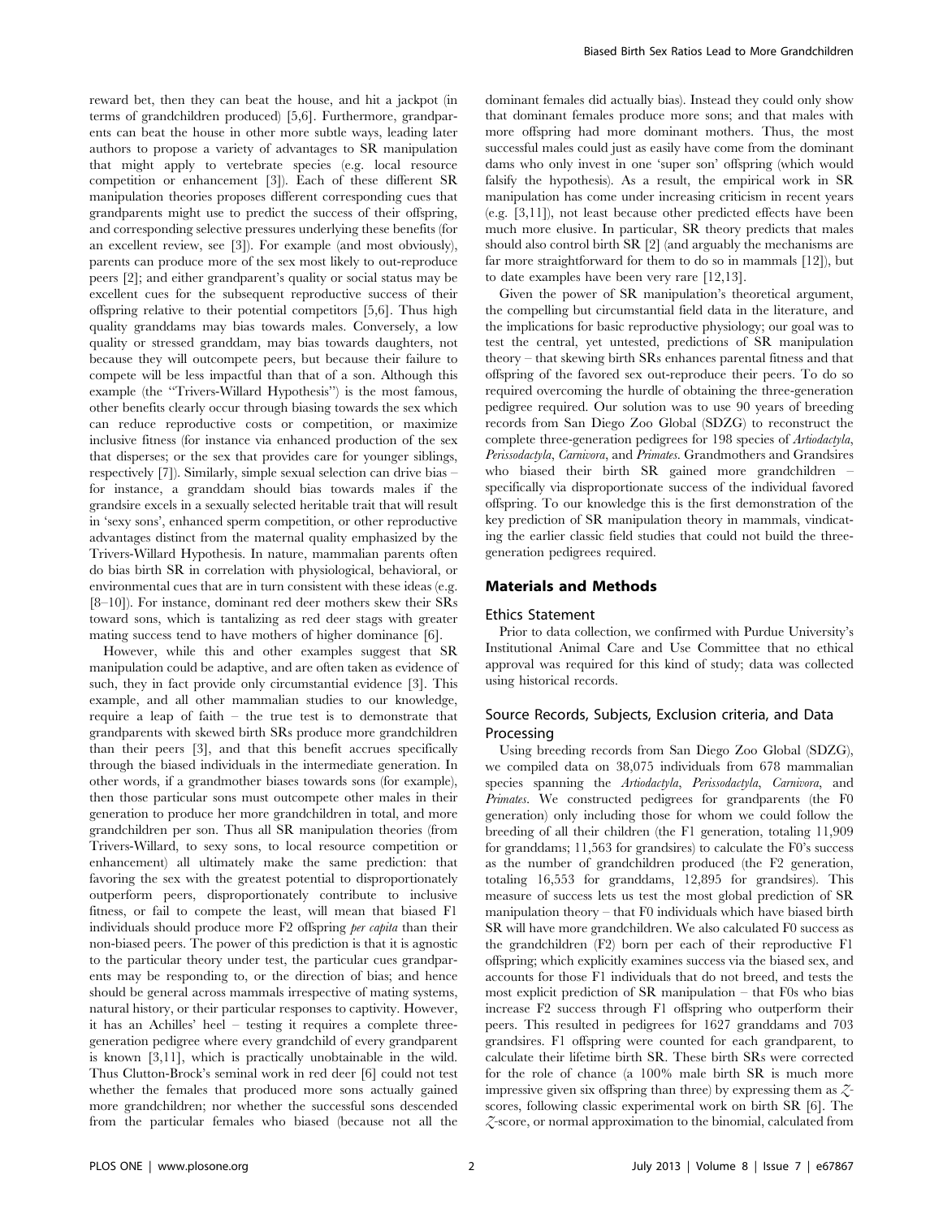reward bet, then they can beat the house, and hit a jackpot (in terms of grandchildren produced) [5,6]. Furthermore, grandparents can beat the house in other more subtle ways, leading later authors to propose a variety of advantages to SR manipulation that might apply to vertebrate species (e.g. local resource competition or enhancement [3]). Each of these different SR manipulation theories proposes different corresponding cues that grandparents might use to predict the success of their offspring, and corresponding selective pressures underlying these benefits (for an excellent review, see [3]). For example (and most obviously), parents can produce more of the sex most likely to out-reproduce peers [2]; and either grandparent's quality or social status may be excellent cues for the subsequent reproductive success of their offspring relative to their potential competitors [5,6]. Thus high quality granddams may bias towards males. Conversely, a low quality or stressed granddam, may bias towards daughters, not because they will outcompete peers, but because their failure to compete will be less impactful than that of a son. Although this example (the "Trivers-Willard Hypothesis") is the most famous, other benefits clearly occur through biasing towards the sex which can reduce reproductive costs or competition, or maximize inclusive fitness (for instance via enhanced production of the sex that disperses; or the sex that provides care for younger siblings, respectively [7]). Similarly, simple sexual selection can drive bias – for instance, a granddam should bias towards males if the grandsire excels in a sexually selected heritable trait that will result in 'sexy sons', enhanced sperm competition, or other reproductive advantages distinct from the maternal quality emphasized by the Trivers-Willard Hypothesis. In nature, mammalian parents often do bias birth SR in correlation with physiological, behavioral, or environmental cues that are in turn consistent with these ideas (e.g. [8–10]). For instance, dominant red deer mothers skew their SRs toward sons, which is tantalizing as red deer stags with greater mating success tend to have mothers of higher dominance [6].

However, while this and other examples suggest that SR manipulation could be adaptive, and are often taken as evidence of such, they in fact provide only circumstantial evidence [3]. This example, and all other mammalian studies to our knowledge, require a leap of faith – the true test is to demonstrate that grandparents with skewed birth SRs produce more grandchildren than their peers [3], and that this benefit accrues specifically through the biased individuals in the intermediate generation. In other words, if a grandmother biases towards sons (for example), then those particular sons must outcompete other males in their generation to produce her more grandchildren in total, and more grandchildren per son. Thus all SR manipulation theories (from Trivers-Willard, to sexy sons, to local resource competition or enhancement) all ultimately make the same prediction: that favoring the sex with the greatest potential to disproportionately outperform peers, disproportionately contribute to inclusive fitness, or fail to compete the least, will mean that biased F1 individuals should produce more F2 offspring *per capita* than their non-biased peers. The power of this prediction is that it is agnostic to the particular theory under test, the particular cues grandparents may be responding to, or the direction of bias; and hence should be general across mammals irrespective of mating systems, natural history, or their particular responses to captivity. However, it has an Achilles' heel – testing it requires a complete three-generation pedigree where every grandchild of every grandparent is known [3,11], which is practically unobtainable in the wild. Thus Clutton-Brock's seminal work in red deer [6] could not test whether the females that produced more sons actually gained more grandchildren; nor whether the successful sons descended from the particular females who biased (because not all the dominant females did actually bias). Instead they could only show that dominant females produce more sons; and that males with more offspring had more dominant mothers. Thus, the most successful males could just as easily have come from the dominant dams who only invest in one 'super son' offspring (which would falsify the hypothesis). As a result, the empirical work in SR manipulation has come under increasing criticism in recent years (e.g. [3,11]), not least because other predicted effects have been much more elusive. In particular, SR theory predicts that males should also control birth SR [2] (and arguably the mechanisms are far more straightforward for them to do so in mammals [12]), but to date examples have been very rare [12,13].

Given the power of SR manipulation's theoretical argument, the compelling but circumstantial field data in the literature, and the implications for basic reproductive physiology; our goal was to test the central, yet untested, predictions of SR manipulation theory – that skewing birth SRs enhances parental fitness and that offspring of the favored sex out-reproduce their peers. To do so required overcoming the hurdle of obtaining the three-generation pedigree required. Our solution was to use 90 years of breeding records from San Diego Zoo Global (SDZG) to reconstruct the complete three-generation pedigrees for 198 species of *Artiodactyla*, *Perissodactyla*, *Carnivora*, and *Primates*. Grandmothers and Grandsires who biased their birth SR gained more grandchildren – specifically via disproportionate success of the individual favored offspring. To our knowledge this is the first demonstration of the key prediction of SR manipulation theory in mammals, vindicating the earlier classic field studies that could not build the three-generation pedigrees required.

## Materials and Methods

### Ethics Statement

Prior to data collection, we confirmed with Purdue University's Institutional Animal Care and Use Committee that no ethical approval was required for this kind of study; data was collected using historical records.

### Source Records, Subjects, Exclusion criteria, and Data Processing

Using breeding records from San Diego Zoo Global (SDZG), we compiled data on 38,075 individuals from 678 mammalian species spanning the *Artiodactyla*, *Perissodactyla*, *Carnivora*, and *Primates*. We constructed pedigrees for grandparents (the F0 generation) only including those for whom we could follow the breeding of all their children (the F1 generation, totaling 11,909 for granddams; 11,563 for grandsires) to calculate the F0's success as the number of grandchildren produced (the F2 generation, totaling 16,553 for granddams, 12,895 for grandsires). This measure of success lets us test the most global prediction of SR manipulation theory – that F0 individuals which have biased birth SR will have more grandchildren. We also calculated F0 success as the grandchildren (F2) born per each of their reproductive F1 offspring; which explicitly examines success via the biased sex, and accounts for those F1 individuals that do not breed, and tests the most explicit prediction of SR manipulation – that F0s who bias increase F2 success through F1 offspring who outperform their peers. This resulted in pedigrees for 1627 granddams and 703 grandsires. F1 offspring were counted for each grandparent, to calculate their lifetime birth SR. These birth SRs were corrected for the role of chance (a 100% male birth SR is much more impressive given six offspring than three) by expressing them as $Z$-scores, following classic experimental work on birth SR [6]. The $Z$-score, or normal approximation to the binomial, calculated from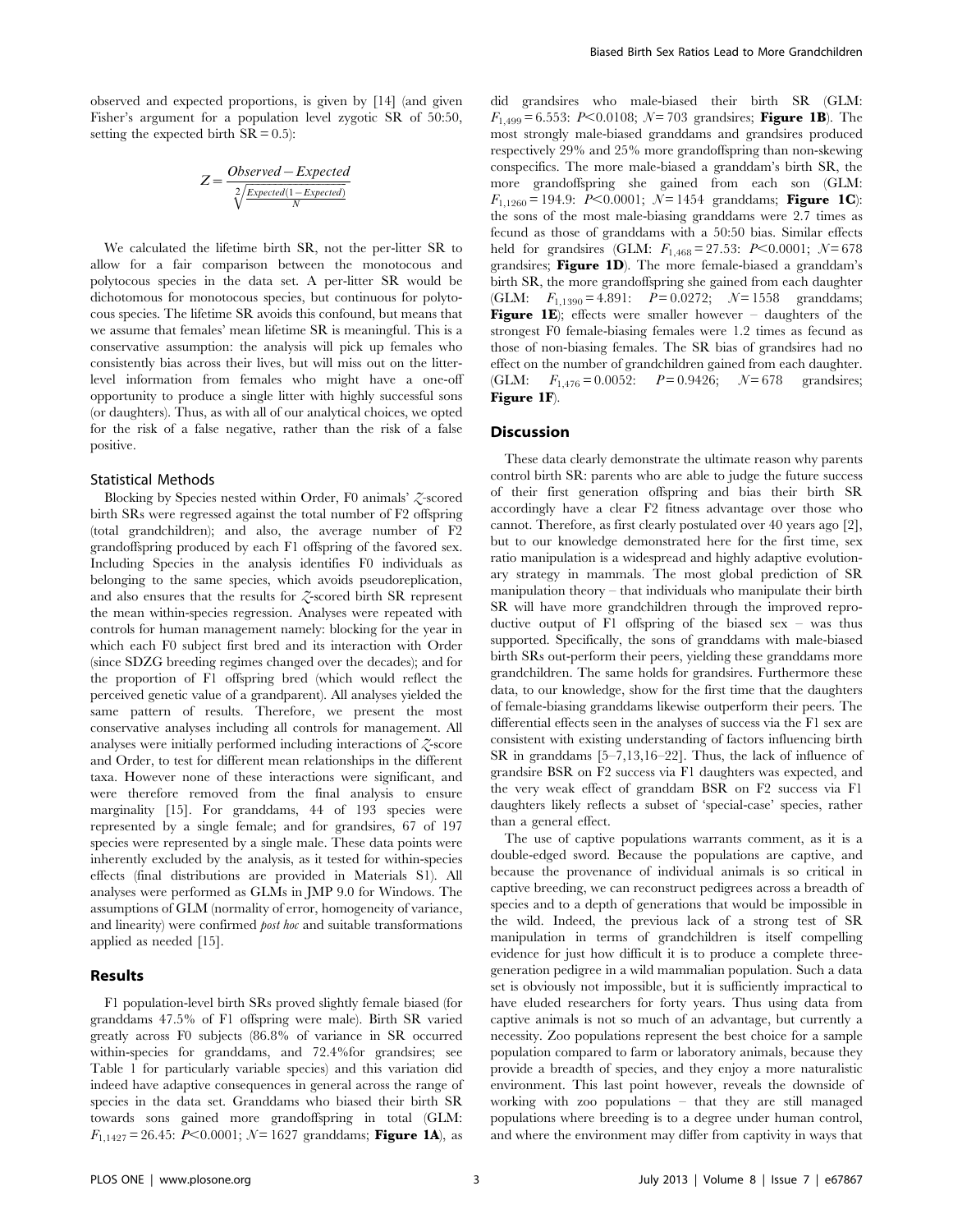observed and expected proportions, is given by [14] (and given Fisher's argument for a population level zygotic SR of 50:50, setting the expected birth SR = 0.5):

$$Z = \frac{Observed - Expected}{\sqrt[2]{\frac{Expected(1 - Expected)}{N}}}$$

We calculated the lifetime birth SR, not the per-litter SR to allow for a fair comparison between the monotocous and polytocous species in the data set. A per-litter SR would be dichotomous for monotocous species, but continuous for polytocous species. The lifetime SR avoids this confound, but means that we assume that females' mean lifetime SR is meaningful. This is a conservative assumption: the analysis will pick up females who consistently bias across their lives, but will miss out on the litter-level information from females who might have a one-off opportunity to produce a single litter with highly successful sons (or daughters). Thus, as with all of our analytical choices, we opted for the risk of a false negative, rather than the risk of a false positive.

### Statistical Methods

Blocking by Species nested within Order, F0 animals' *Z*-scored birth SRs were regressed against the total number of F2 offspring (total grandchildren); and also, the average number of F2 grandoffspring produced by each F1 offspring of the favored sex. Including Species in the analysis identifies F0 individuals as belonging to the same species, which avoids pseudoreplication, and also ensures that the results for *Z*-scored birth SR represent the mean within-species regression. Analyses were repeated with controls for human management namely: blocking for the year in which each F0 subject first bred and its interaction with Order (since SDZG breeding regimes changed over the decades); and for the proportion of F1 offspring bred (which would reflect the perceived genetic value of a grandparent). All analyses yielded the same pattern of results. Therefore, we present the most conservative analyses including all controls for management. All analyses were initially performed including interactions of *Z*-score and Order, to test for different mean relationships in the different taxa. However none of these interactions were significant, and were therefore removed from the final analysis to ensure marginality [15]. For granddams, 44 of 193 species were represented by a single female; and for grandsires, 67 of 197 species were represented by a single male. These data points were inherently excluded by the analysis, as it tested for within-species effects (final distributions are provided in Materials S1). All analyses were performed as GLMs in JMP 9.0 for Windows. The assumptions of GLM (normality of error, homogeneity of variance, and linearity) were confirmed *post hoc* and suitable transformations applied as needed [15].

## Results

F1 population-level birth SRs proved slightly female biased (for granddams 47.5% of F1 offspring were male). Birth SR varied greatly across F0 subjects (86.8% of variance in SR occurred within-species for granddams, and 72.4%for grandsires; see Table 1 for particularly variable species) and this variation did indeed have adaptive consequences in general across the range of species in the data set. Granddams who biased their birth SR towards sons gained more grandoffspring in total (GLM: $F_{1,1427} = 26.45$: $P<0.0001$; $N = 1627$ granddams; **Figure 1A**), as did grandsires who male-biased their birth SR (GLM: $F_{1,499} = 6.553$: $P<0.0108$; $N = 703$ grandsires; **Figure 1B**). The most strongly male-biased granddams and grandsires produced respectively 29% and 25% more grandoffspring than non-skewing conspecifics. The more male-biased a granddam's birth SR, the more grandoffspring she gained from each son (GLM: $F_{1,1260} = 194.9$: $P<0.0001$; $N = 1454$ granddams; **Figure 1C**): the sons of the most male-biasing granddams were 2.7 times as fecund as those of granddams with a 50:50 bias. Similar effects held for grandsires (GLM: $F_{1,468} = 27.53$: $P<0.0001$; $N = 678$ grandsires; **Figure 1D**). The more female-biased a granddam's birth SR, the more grandoffspring she gained from each daughter (GLM: $F_{1,1390} = 4.891$: $P = 0.0272$; $N = 1558$ granddams; **Figure 1E**); effects were smaller however – daughters of the strongest F0 female-biasing females were 1.2 times as fecund as those of non-biasing females. The SR bias of grandsires had no effect on the number of grandchildren gained from each daughter. (GLM: $F_{1,476} = 0.0052$: $P = 0.9426$; $N = 678$ grandsires; **Figure 1F**).

## Discussion

These data clearly demonstrate the ultimate reason why parents control birth SR: parents who are able to judge the future success of their first generation offspring and bias their birth SR accordingly have a clear F2 fitness advantage over those who cannot. Therefore, as first clearly postulated over 40 years ago [2], but to our knowledge demonstrated here for the first time, sex ratio manipulation is a widespread and highly adaptive evolutionary strategy in mammals. The most global prediction of SR manipulation theory – that individuals who manipulate their birth SR will have more grandchildren through the improved reproductive output of F1 offspring of the biased sex – was thus supported. Specifically, the sons of granddams with male-biased birth SRs out-perform their peers, yielding these granddams more grandchildren. The same holds for grandsires. Furthermore these data, to our knowledge, show for the first time that the daughters of female-biasing granddams likewise outperform their peers. The differential effects seen in the analyses of success via the F1 sex are consistent with existing understanding of factors influencing birth SR in granddams [5–7,13,16–22]. Thus, the lack of influence of grandsire BSR on F2 success via F1 daughters was expected, and the very weak effect of granddam BSR on F2 success via F1 daughters likely reflects a subset of 'special-case' species, rather than a general effect.

The use of captive populations warrants comment, as it is a double-edged sword. Because the populations are captive, and because the provenance of individual animals is so critical in captive breeding, we can reconstruct pedigrees across a breadth of species and to a depth of generations that would be impossible in the wild. Indeed, the previous lack of a strong test of SR manipulation in terms of grandchildren is itself compelling evidence for just how difficult it is to produce a complete three-generation pedigree in a wild mammalian population. Such a data set is obviously not impossible, but it is sufficiently impractical to have eluded researchers for forty years. Thus using data from captive animals is not so much of an advantage, but currently a necessity. Zoo populations represent the best choice for a sample population compared to farm or laboratory animals, because they provide a breadth of species, and they enjoy a more naturalistic environment. This last point however, reveals the downside of working with zoo populations – that they are still managed populations where breeding is to a degree under human control, and where the environment may differ from captivity in ways that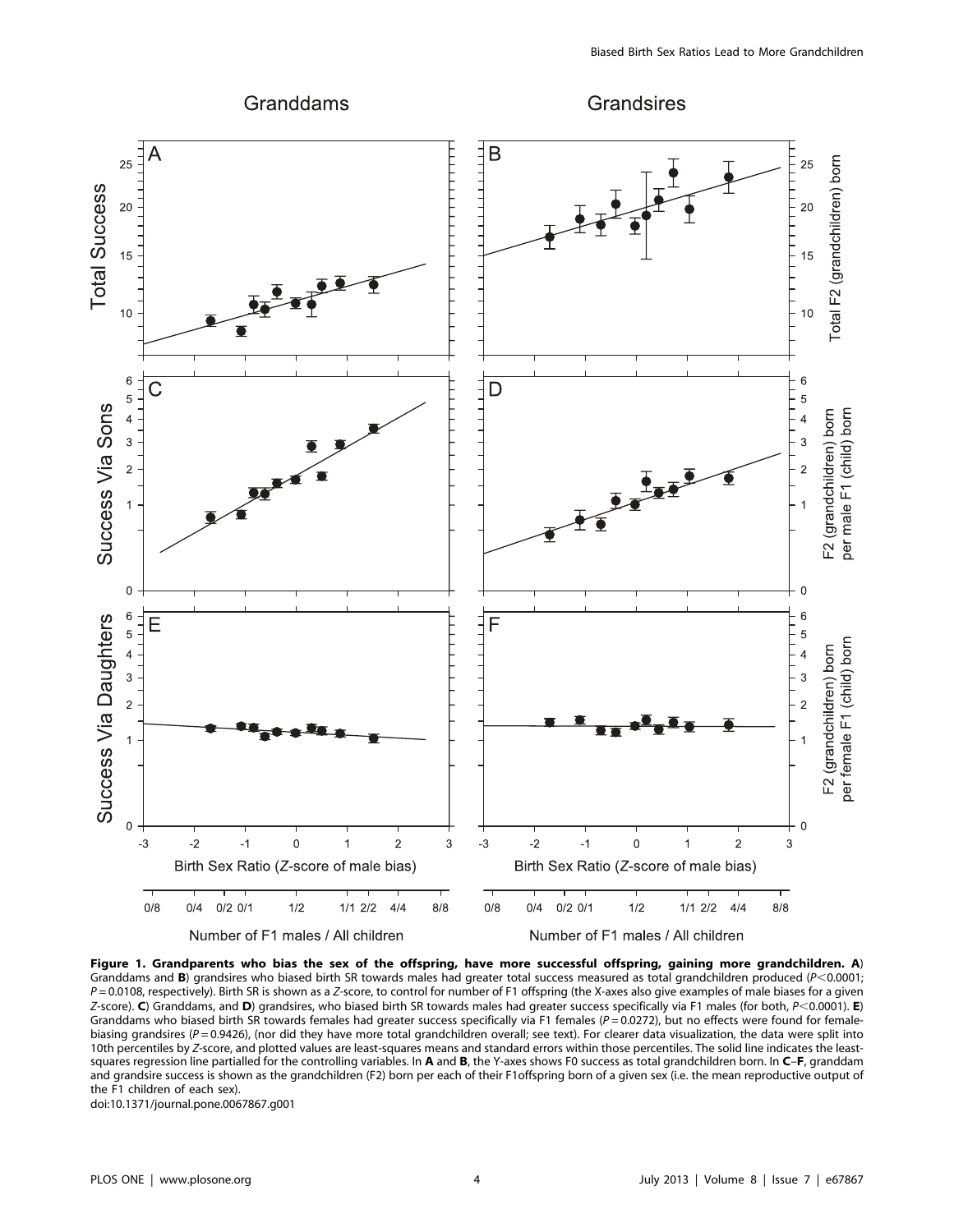Granddams Grandsires

**Figure 1. Grandparents who bias the sex of the offspring, have more successful offspring, gaining more grandchildren. A**) Granddams and **B**) grandsires who biased birth SR towards males had greater total success measured as total grandchildren produced ($P<0.0001$; $P=0.0108$, respectively). Birth SR is shown as a *Z*-score, to control for number of F1 offspring (the X-axes also give examples of male biases for a given *Z*-score). **C**) Granddams, and **D**) grandsires, who biased birth SR towards males had greater success specifically via F1 males (for both, $P<0.0001$). **E**) Granddams who biased birth SR towards females had greater success specifically via F1 females ($P=0.0272$), but no effects were found for female-biasing grandsires ($P=0.9426$), (nor did they have more total grandchildren overall; see text). For clearer data visualization, the data were split into 10th percentiles by *Z*-score, and plotted values are least-squares means and standard errors within those percentiles. The solid line indicates the least-squares regression line partialled for the controlling variables. In **A** and **B**, the Y-axes shows F0 success as total grandchildren born. In **C**–**F**, granddam and grandsire success is shown as the grandchildren (F2) born per each of their F1offspring born of a given sex (i.e. the mean reproductive output of the F1 children of each sex).

doi:10.1371/journal.pone.0067867.g001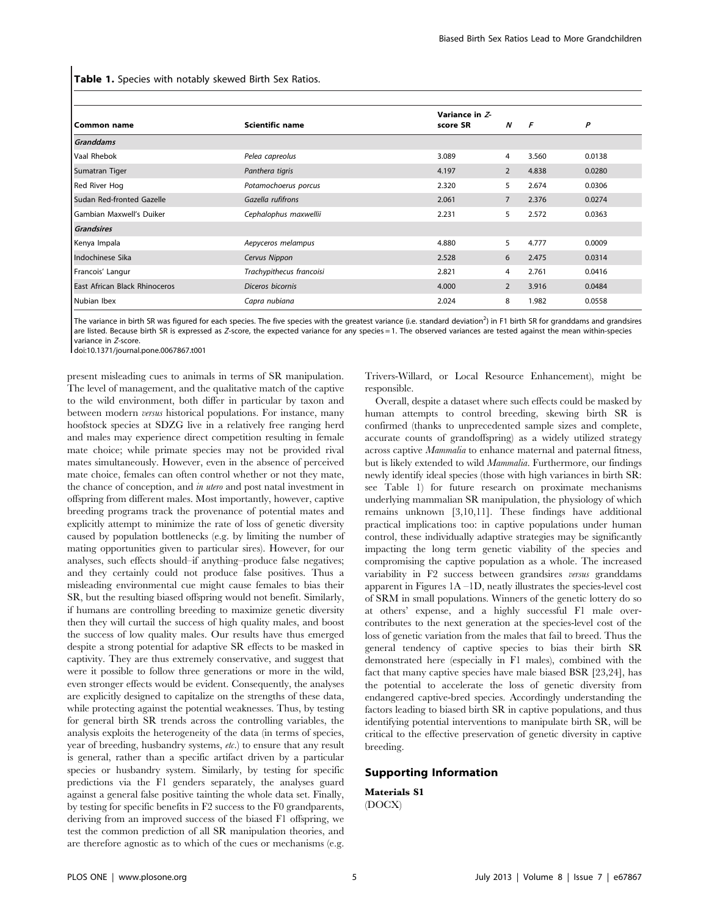**Table 1.** Species with notably skewed Birth Sex Ratios.

| Common name | Scientific name | Variance in Z-score SR | N | F | P |
|---|---|---|---|---|---|
| ***Granddams*** | | | | | |
| Vaal Rhebok | *Pelea capreolus* | 3.089 | 4 | 3.560 | 0.0138 |
| Sumatran Tiger | *Panthera tigris* | 4.197 | 2 | 4.838 | 0.0280 |
| Red River Hog | *Potamochoerus porcus* | 2.320 | 5 | 2.674 | 0.0306 |
| Sudan Red-fronted Gazelle | *Gazella rufifrons* | 2.061 | 7 | 2.376 | 0.0274 |
| Gambian Maxwell's Duiker | *Cephalophus maxwellii* | 2.231 | 5 | 2.572 | 0.0363 |
| ***Grandsires*** | | | | | |
| Kenya Impala | *Aepyceros melampus* | 4.880 | 5 | 4.777 | 0.0009 |
| Indochinese Sika | *Cervus Nippon* | 2.528 | 6 | 2.475 | 0.0314 |
| Francois' Langur | *Trachypithecus francoisi* | 2.821 | 4 | 2.761 | 0.0416 |
| East African Black Rhinoceros | *Diceros bicornis* | 4.000 | 2 | 3.916 | 0.0484 |
| Nubian Ibex | *Capra nubiana* | 2.024 | 8 | 1.982 | 0.0558 |

The variance in birth SR was figured for each species. The five species with the greatest variance (i.e. standard deviation$^2$) in F1 birth SR for granddams and grandsires are listed. Because birth SR is expressed as Z-score, the expected variance for any species = 1. The observed variances are tested against the mean within-species variance in Z-score.

doi:10.1371/journal.pone.0067867.t001

present misleading cues to animals in terms of SR manipulation. The level of management, and the qualitative match of the captive to the wild environment, both differ in particular by taxon and between modern *versus* historical populations. For instance, many hoofstock species at SDZG live in a relatively free ranging herd and males may experience direct competition resulting in female mate choice; while primate species may not be provided rival mates simultaneously. However, even in the absence of perceived mate choice, females can often control whether or not they mate, the chance of conception, and *in utero* and post natal investment in offspring from different males. Most importantly, however, captive breeding programs track the provenance of potential mates and explicitly attempt to minimize the rate of loss of genetic diversity caused by population bottlenecks (e.g. by limiting the number of mating opportunities given to particular sires). However, for our analyses, such effects should–if anything–produce false negatives; and they certainly could not produce false positives. Thus a misleading environmental cue might cause females to bias their SR, but the resulting biased offspring would not benefit. Similarly, if humans are controlling breeding to maximize genetic diversity then they will curtail the success of high quality males, and boost the success of low quality males. Our results have thus emerged despite a strong potential for adaptive SR effects to be masked in captivity. They are thus extremely conservative, and suggest that were it possible to follow three generations or more in the wild, even stronger effects would be evident. Consequently, the analyses are explicitly designed to capitalize on the strengths of these data, while protecting against the potential weaknesses. Thus, by testing for general birth SR trends across the controlling variables, the analysis exploits the heterogeneity of the data (in terms of species, year of breeding, husbandry systems, *etc.*) to ensure that any result is general, rather than a specific artifact driven by a particular species or husbandry system. Similarly, by testing for specific predictions via the F1 genders separately, the analyses guard against a general false positive tainting the whole data set. Finally, by testing for specific benefits in F2 success to the F0 grandparents, deriving from an improved success of the biased F1 offspring, we test the common prediction of all SR manipulation theories, and are therefore agnostic as to which of the cues or mechanisms (e.g. Trivers-Willard, or Local Resource Enhancement), might be responsible.

Overall, despite a dataset where such effects could be masked by human attempts to control breeding, skewing birth SR is confirmed (thanks to unprecedented sample sizes and complete, accurate counts of grandoffspring) as a widely utilized strategy across captive *Mammalia* to enhance maternal and paternal fitness, but is likely extended to wild *Mammalia*. Furthermore, our findings newly identify ideal species (those with high variances in birth SR: see Table 1) for future research on proximate mechanisms underlying mammalian SR manipulation, the physiology of which remains unknown [3,10,11]. These findings have additional practical implications too: in captive populations under human control, these individually adaptive strategies may be significantly impacting the long term genetic viability of the species and compromising the captive population as a whole. The increased variability in F2 success between grandsires *versus* granddams apparent in Figures 1A–1D, neatly illustrates the species-level cost of SRM in small populations. Winners of the genetic lottery do so at others' expense, and a highly successful F1 male over-contributes to the next generation at the species-level cost of the loss of genetic variation from the males that fail to breed. Thus the general tendency of captive species to bias their birth SR demonstrated here (especially in F1 males), combined with the fact that many captive species have male biased BSR [23,24], has the potential to accelerate the loss of genetic diversity from endangered captive-bred species. Accordingly understanding the factors leading to biased birth SR in captive populations, and thus identifying potential interventions to manipulate birth SR, will be critical to the effective preservation of genetic diversity in captive breeding.

## Supporting Information

**Materials S1**
(DOCX)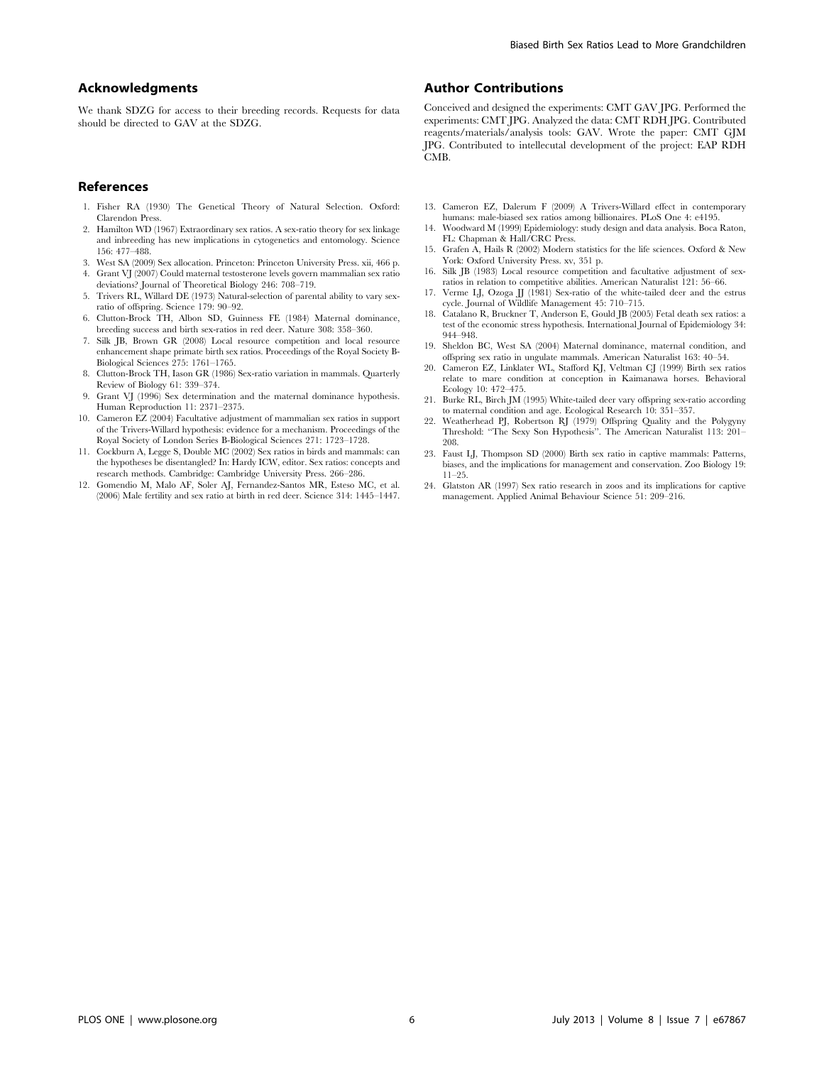## Acknowledgments

We thank SDZG for access to their breeding records. Requests for data should be directed to GAV at the SDZG.

## Author Contributions

Conceived and designed the experiments: CMT GAV JPG. Performed the experiments: CMT JPG. Analyzed the data: CMT RDH JPG. Contributed reagents/materials/analysis tools: GAV. Wrote the paper: CMT GJM JPG. Contributed to intellecutal development of the project: EAP RDH CMB.

## References

1. Fisher RA (1930) The Genetical Theory of Natural Selection. Oxford: Clarendon Press.
2. Hamilton WD (1967) Extraordinary sex ratios. A sex-ratio theory for sex linkage and inbreeding has new implications in cytogenetics and entomology. Science 156: 477–488.
3. West SA (2009) Sex allocation. Princeton: Princeton University Press. xii, 466 p.
4. Grant VJ (2007) Could maternal testosterone levels govern mammalian sex ratio deviations? Journal of Theoretical Biology 246: 708–719.
5. Trivers RL, Willard DE (1973) Natural-selection of parental ability to vary sex-ratio of offspring. Science 179: 90–92.
6. Clutton-Brock TH, Albon SD, Guinness FE (1984) Maternal dominance, breeding success and birth sex-ratios in red deer. Nature 308: 358–360.
7. Silk JB, Brown GR (2008) Local resource competition and local resource enhancement shape primate birth sex ratios. Proceedings of the Royal Society B-Biological Sciences 275: 1761–1765.
8. Clutton-Brock TH, Iason GR (1986) Sex-ratio variation in mammals. Quarterly Review of Biology 61: 339–374.
9. Grant VJ (1996) Sex determination and the maternal dominance hypothesis. Human Reproduction 11: 2371–2375.
10. Cameron EZ (2004) Facultative adjustment of mammalian sex ratios in support of the Trivers-Willard hypothesis: evidence for a mechanism. Proceedings of the Royal Society of London Series B-Biological Sciences 271: 1723–1728.
11. Cockburn A, Legge S, Double MC (2002) Sex ratios in birds and mammals: can the hypotheses be disentangled? In: Hardy ICW, editor. Sex ratios: concepts and research methods. Cambridge: Cambridge University Press. 266–286.
12. Gomendio M, Malo AF, Soler AJ, Fernandez-Santos MR, Esteso MC, et al. (2006) Male fertility and sex ratio at birth in red deer. Science 314: 1445–1447.
13. Cameron EZ, Dalerum F (2009) A Trivers-Willard effect in contemporary humans: male-biased sex ratios among billionaires. PLoS One 4: e4195.
14. Woodward M (1999) Epidemiology: study design and data analysis. Boca Raton, FL: Chapman & Hall/CRC Press.
15. Grafen A, Hails R (2002) Modern statistics for the life sciences. Oxford & New York: Oxford University Press. xv, 351 p.
16. Silk JB (1983) Local resource competition and facultative adjustment of sex-ratios in relation to competitive abilities. American Naturalist 121: 56–66.
17. Verme LJ, Ozoga JJ (1981) Sex-ratio of the white-tailed deer and the estrus cycle. Journal of Wildlife Management 45: 710–715.
18. Catalano R, Bruckner T, Anderson E, Gould JB (2005) Fetal death sex ratios: a test of the economic stress hypothesis. International Journal of Epidemiology 34: 944–948.
19. Sheldon BC, West SA (2004) Maternal dominance, maternal condition, and offspring sex ratio in ungulate mammals. American Naturalist 163: 40–54.
20. Cameron EZ, Linklater WL, Stafford KJ, Veltman CJ (1999) Birth sex ratios relate to mare condition at conception in Kaimanawa horses. Behavioral Ecology 10: 472–475.
21. Burke RL, Birch JM (1995) White-tailed deer vary offspring sex-ratio according to maternal condition and age. Ecological Research 10: 351–357.
22. Weatherhead PJ, Robertson RJ (1979) Offspring Quality and the Polygyny Threshold: "The Sexy Son Hypothesis". The American Naturalist 113: 201–208.
23. Faust LJ, Thompson SD (2000) Birth sex ratio in captive mammals: Patterns, biases, and the implications for management and conservation. Zoo Biology 19: 11–25.
24. Glatston AR (1997) Sex ratio research in zoos and its implications for captive management. Applied Animal Behaviour Science 51: 209–216.